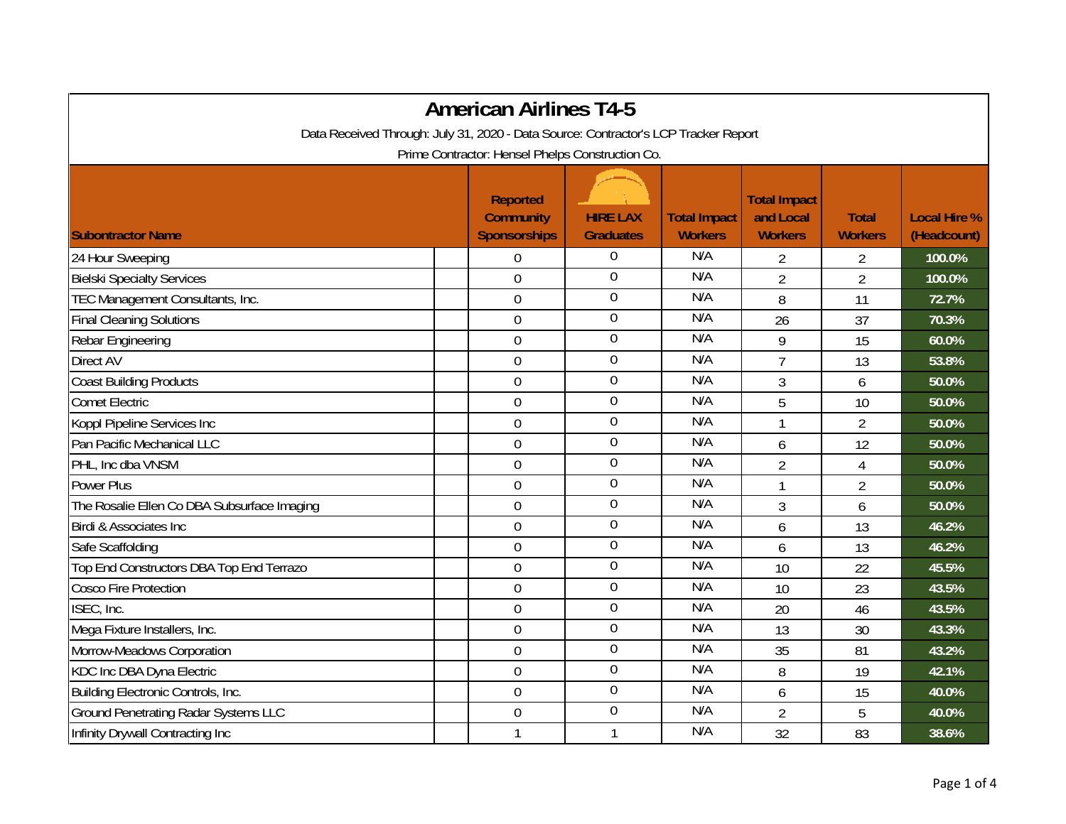# American Airlines T4-5

Data Received Through: July 31, 2020 - Data Source: Contractor's LCP Tracker Report

Prime Contractor: Hensel Phelps Construction Co.

| Subontractor Name | Reported Community Sponsorships | HIRE LAX Graduates | Total Impact Workers | Total Impact and Local Workers | Total Workers | Local Hire % (Headcount) |
|---|---|---|---|---|---|---|
| 24 Hour Sweeping | 0 | 0 | N/A | 2 | 2 | 100.0% |
| Bielski Specialty Services | 0 | 0 | N/A | 2 | 2 | 100.0% |
| TEC Management Consultants, Inc. | 0 | 0 | N/A | 8 | 11 | 72.7% |
| Final Cleaning Solutions | 0 | 0 | N/A | 26 | 37 | 70.3% |
| Rebar Engineering | 0 | 0 | N/A | 9 | 15 | 60.0% |
| Direct AV | 0 | 0 | N/A | 7 | 13 | 53.8% |
| Coast Building Products | 0 | 0 | N/A | 3 | 6 | 50.0% |
| Comet Electric | 0 | 0 | N/A | 5 | 10 | 50.0% |
| Koppl Pipeline Services Inc | 0 | 0 | N/A | 1 | 2 | 50.0% |
| Pan Pacific Mechanical LLC | 0 | 0 | N/A | 6 | 12 | 50.0% |
| PHL, Inc dba VNSM | 0 | 0 | N/A | 2 | 4 | 50.0% |
| Power Plus | 0 | 0 | N/A | 1 | 2 | 50.0% |
| The Rosalie Ellen Co DBA Subsurface Imaging | 0 | 0 | N/A | 3 | 6 | 50.0% |
| Birdi & Associates Inc | 0 | 0 | N/A | 6 | 13 | 46.2% |
| Safe Scaffolding | 0 | 0 | N/A | 6 | 13 | 46.2% |
| Top End Constructors DBA Top End Terrazo | 0 | 0 | N/A | 10 | 22 | 45.5% |
| Cosco Fire Protection | 0 | 0 | N/A | 10 | 23 | 43.5% |
| ISEC, Inc. | 0 | 0 | N/A | 20 | 46 | 43.5% |
| Mega Fixture Installers, Inc. | 0 | 0 | N/A | 13 | 30 | 43.3% |
| Morrow-Meadows Corporation | 0 | 0 | N/A | 35 | 81 | 43.2% |
| KDC Inc DBA Dyna Electric | 0 | 0 | N/A | 8 | 19 | 42.1% |
| Building Electronic Controls, Inc. | 0 | 0 | N/A | 6 | 15 | 40.0% |
| Ground Penetrating Radar Systems LLC | 0 | 0 | N/A | 2 | 5 | 40.0% |
| Infinity Drywall Contracting Inc | 1 | 1 | N/A | 32 | 83 | 38.6% |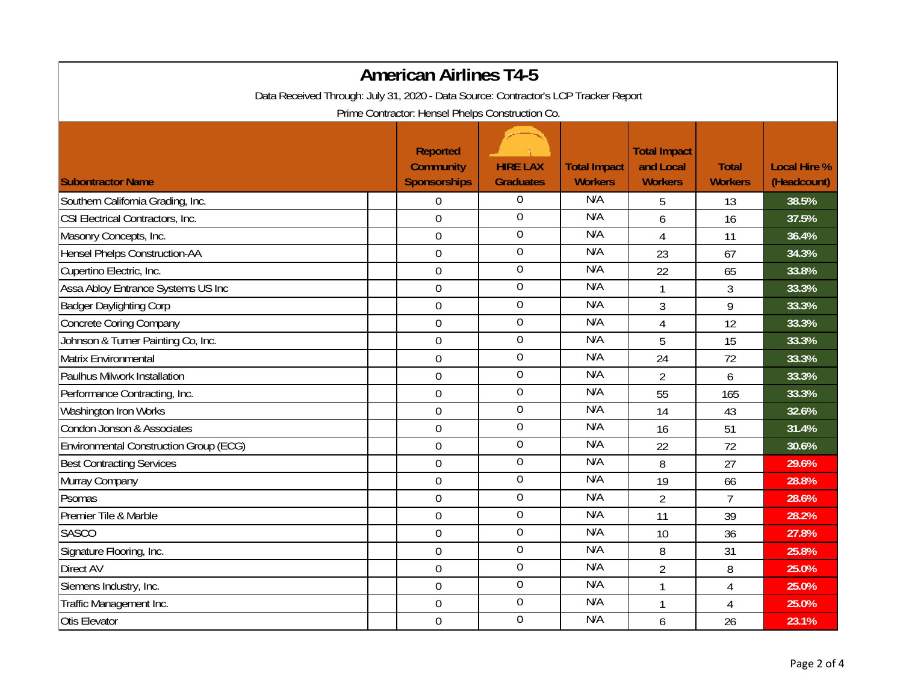# American Airlines T4-5

Data Received Through: July 31, 2020 - Data Source: Contractor's LCP Tracker Report

Prime Contractor: Hensel Phelps Construction Co.

| Subontractor Name | Reported Community Sponsorships | HIRE LAX Graduates | Total Impact Workers | Total Impact and Local Workers | Total Workers | Local Hire % (Headcount) |
|---|---|---|---|---|---|---|
| Southern California Grading, Inc. | 0 | 0 | N/A | 5 | 13 | 38.5% |
| CSI Electrical Contractors, Inc. | 0 | 0 | N/A | 6 | 16 | 37.5% |
| Masonry Concepts, Inc. | 0 | 0 | N/A | 4 | 11 | 36.4% |
| Hensel Phelps Construction-AA | 0 | 0 | N/A | 23 | 67 | 34.3% |
| Cupertino Electric, Inc. | 0 | 0 | N/A | 22 | 65 | 33.8% |
| Assa Abloy Entrance Systems US Inc | 0 | 0 | N/A | 1 | 3 | 33.3% |
| Badger Daylighting Corp | 0 | 0 | N/A | 3 | 9 | 33.3% |
| Concrete Coring Company | 0 | 0 | N/A | 4 | 12 | 33.3% |
| Johnson & Turner Painting Co, Inc. | 0 | 0 | N/A | 5 | 15 | 33.3% |
| Matrix Environmental | 0 | 0 | N/A | 24 | 72 | 33.3% |
| Paulhus Milwork Installation | 0 | 0 | N/A | 2 | 6 | 33.3% |
| Performance Contracting, Inc. | 0 | 0 | N/A | 55 | 165 | 33.3% |
| Washington Iron Works | 0 | 0 | N/A | 14 | 43 | 32.6% |
| Condon Jonson & Associates | 0 | 0 | N/A | 16 | 51 | 31.4% |
| Environmental Construction Group (ECG) | 0 | 0 | N/A | 22 | 72 | 30.6% |
| Best Contracting Services | 0 | 0 | N/A | 8 | 27 | 29.6% |
| Murray Company | 0 | 0 | N/A | 19 | 66 | 28.8% |
| Psomas | 0 | 0 | N/A | 2 | 7 | 28.6% |
| Premier Tile & Marble | 0 | 0 | N/A | 11 | 39 | 28.2% |
| SASCO | 0 | 0 | N/A | 10 | 36 | 27.8% |
| Signature Flooring, Inc. | 0 | 0 | N/A | 8 | 31 | 25.8% |
| Direct AV | 0 | 0 | N/A | 2 | 8 | 25.0% |
| Siemens Industry, Inc. | 0 | 0 | N/A | 1 | 4 | 25.0% |
| Traffic Management Inc. | 0 | 0 | N/A | 1 | 4 | 25.0% |
| Otis Elevator | 0 | 0 | N/A | 6 | 26 | 23.1% |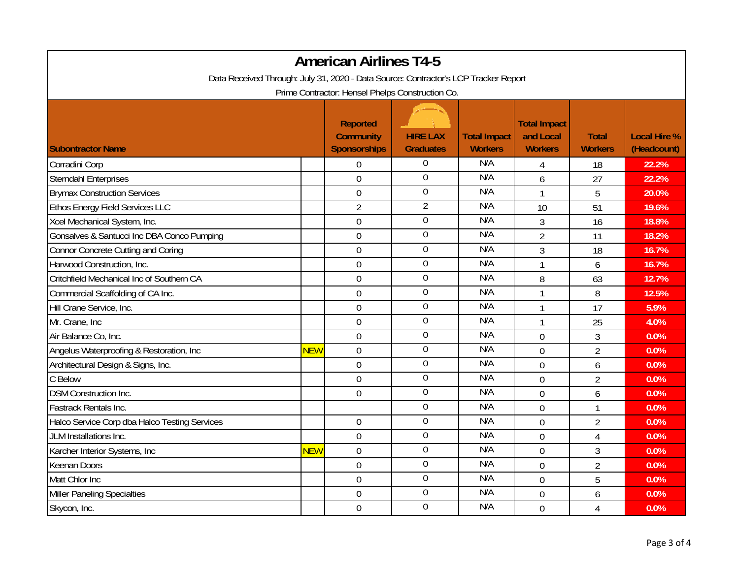# American Airlines T4-5

Data Received Through: July 31, 2020 - Data Source: Contractor's LCP Tracker Report

Prime Contractor: Hensel Phelps Construction Co.

| Subontractor Name | | Reported Community Sponsorships | HIRE LAX Graduates | Total Impact Workers | Total Impact and Local Workers | Total Workers | Local Hire % (Headcount) |
|---|---|---|---|---|---|---|---|
| Corradini Corp | | 0 | 0 | N/A | 4 | 18 | 22.2% |
| Sterndahl Enterprises | | 0 | 0 | N/A | 6 | 27 | 22.2% |
| Brymax Construction Services | | 0 | 0 | N/A | 1 | 5 | 20.0% |
| Ethos Energy Field Services LLC | | 2 | 2 | N/A | 10 | 51 | 19.6% |
| Xcel Mechanical System, Inc. | | 0 | 0 | N/A | 3 | 16 | 18.8% |
| Gonsalves & Santucci Inc DBA Conco Pumping | | 0 | 0 | N/A | 2 | 11 | 18.2% |
| Connor Concrete Cutting and Coring | | 0 | 0 | N/A | 3 | 18 | 16.7% |
| Harwood Construction, Inc. | | 0 | 0 | N/A | 1 | 6 | 16.7% |
| Critchfield Mechanical Inc of Southern CA | | 0 | 0 | N/A | 8 | 63 | 12.7% |
| Commercial Scaffolding of CA Inc. | | 0 | 0 | N/A | 1 | 8 | 12.5% |
| Hill Crane Service, Inc. | | 0 | 0 | N/A | 1 | 17 | 5.9% |
| Mr. Crane, Inc | | 0 | 0 | N/A | 1 | 25 | 4.0% |
| Air Balance Co, Inc. | | 0 | 0 | N/A | 0 | 3 | 0.0% |
| Angelus Waterproofing & Restoration, Inc | NEW | 0 | 0 | N/A | 0 | 2 | 0.0% |
| Architectural Design & Signs, Inc. | | 0 | 0 | N/A | 0 | 6 | 0.0% |
| C Below | | 0 | 0 | N/A | 0 | 2 | 0.0% |
| DSM Construction Inc. | | 0 | 0 | N/A | 0 | 6 | 0.0% |
| Fastrack Rentals Inc. | | | 0 | N/A | 0 | 1 | 0.0% |
| Halco Service Corp dba Halco Testing Services | | 0 | 0 | N/A | 0 | 2 | 0.0% |
| JLM Installations Inc. | | 0 | 0 | N/A | 0 | 4 | 0.0% |
| Karcher Interior Systems, Inc | NEW | 0 | 0 | N/A | 0 | 3 | 0.0% |
| Keenan Doors | | 0 | 0 | N/A | 0 | 2 | 0.0% |
| Matt Chlor Inc | | 0 | 0 | N/A | 0 | 5 | 0.0% |
| Miller Paneling Specialties | | 0 | 0 | N/A | 0 | 6 | 0.0% |
| Skycon, Inc. | | 0 | 0 | N/A | 0 | 4 | 0.0% |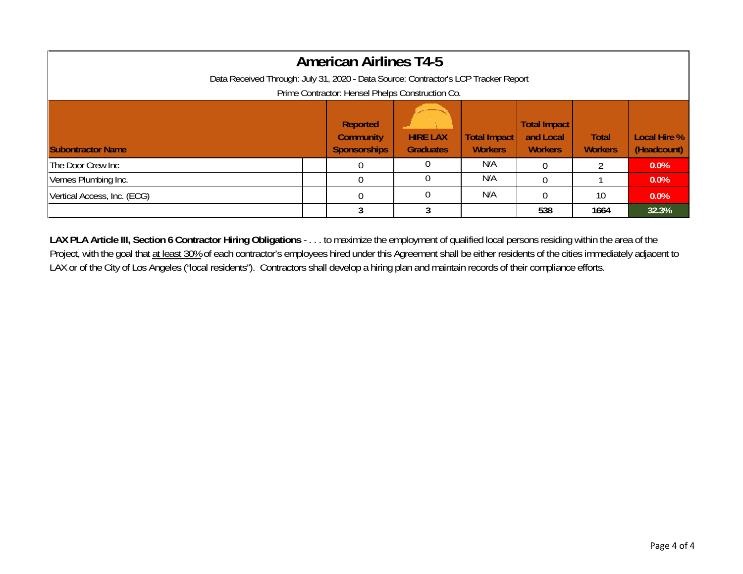# American Airlines T4-5

Data Received Through: July 31, 2020 - Data Source: Contractor's LCP Tracker Report

Prime Contractor: Hensel Phelps Construction Co.

| Subontractor Name | | Reported Community Sponsorships | HIRE LAX Graduates | Total Impact Workers | Total Impact and Local Workers | Total Workers | Local Hire % (Headcount) |
|---|---|---|---|---|---|---|---|
| The Door Crew Inc | | 0 | 0 | N/A | 0 | 2 | 0.0% |
| Vernes Plumbing Inc. | | 0 | 0 | N/A | 0 | 1 | 0.0% |
| Vertical Access, Inc. (ECG) | | 0 | 0 | N/A | 0 | 10 | 0.0% |
| | | 3 | 3 | | 538 | 1664 | 32.3% |

**LAX PLA Article III, Section 6 Contractor Hiring Obligations** - . . . to maximize the employment of qualified local persons residing within the area of the Project, with the goal that at least 30% of each contractor's employees hired under this Agreement shall be either residents of the cities immediately adjacent to LAX or of the City of Los Angeles ("local residents"). Contractors shall develop a hiring plan and maintain records of their compliance efforts.